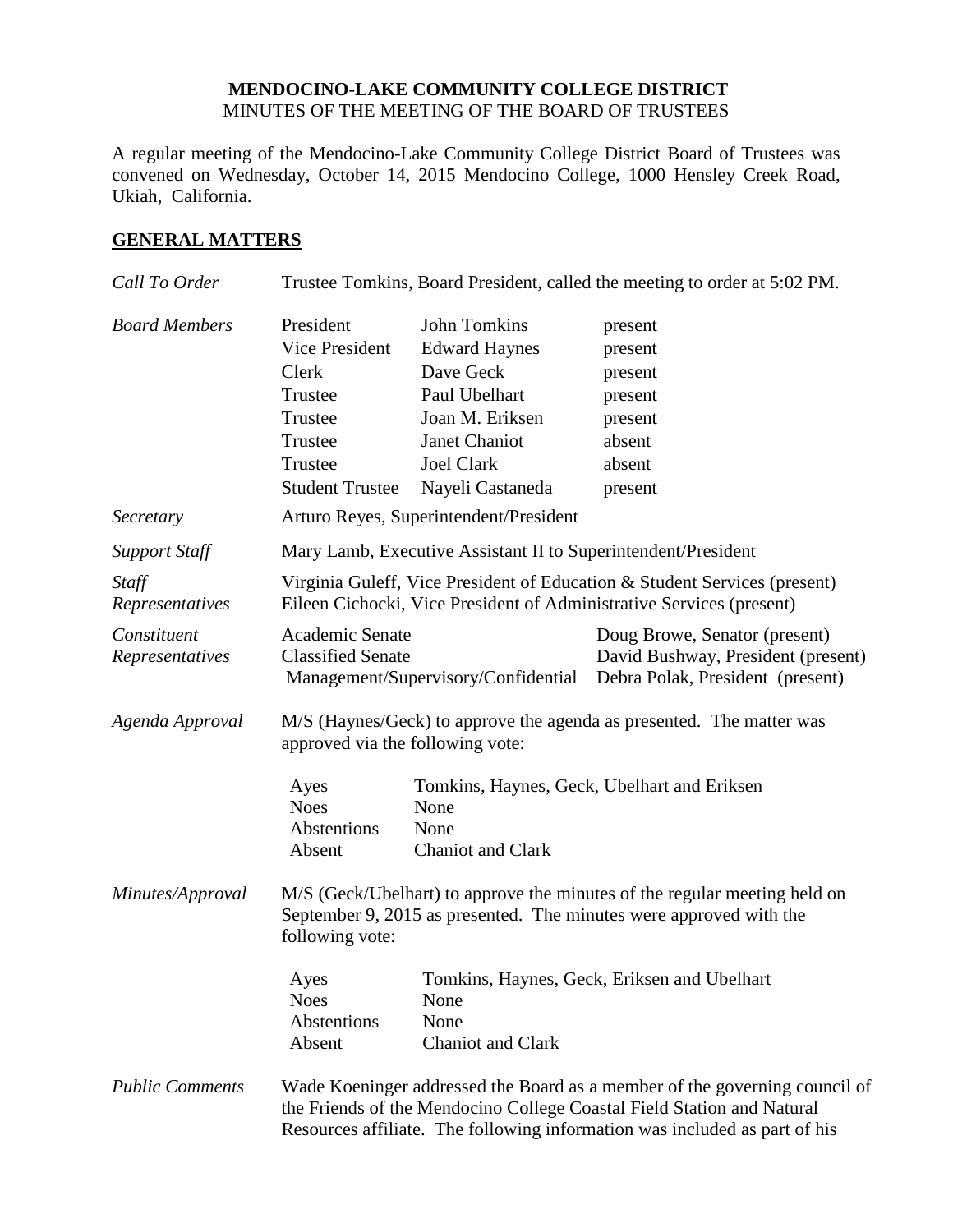**MENDOCINO-LAKE COMMUNITY COLLEGE DISTRICT**
MINUTES OF THE MEETING OF THE BOARD OF TRUSTEES

A regular meeting of the Mendocino-Lake Community College District Board of Trustees was convened on Wednesday, October 14, 2015 Mendocino College, 1000 Hensley Creek Road, Ukiah, California.

## GENERAL MATTERS

*Call To Order* — Trustee Tomkins, Board President, called the meeting to order at 5:02 PM.

*Board Members*

| | | |
|---|---|---|
| President | John Tomkins | present |
| Vice President | Edward Haynes | present |
| Clerk | Dave Geck | present |
| Trustee | Paul Ubelhart | present |
| Trustee | Joan M. Eriksen | present |
| Trustee | Janet Chaniot | absent |
| Trustee | Joel Clark | absent |
| Student Trustee | Nayeli Castaneda | present |

*Secretary* — Arturo Reyes, Superintendent/President

*Support Staff* — Mary Lamb, Executive Assistant II to Superintendent/President

*Staff Representatives* — Virginia Guleff, Vice President of Education & Student Services (present)
Eileen Cichocki, Vice President of Administrative Services (present)

*Constituent Representatives*

| | |
|---|---|
| Academic Senate | Doug Browe, Senator (present) |
| Classified Senate | David Bushway, President (present) |
| Management/Supervisory/Confidential | Debra Polak, President (present) |

*Agenda Approval* — M/S (Haynes/Geck) to approve the agenda as presented. The matter was approved via the following vote:

| | |
|---|---|
| Ayes | Tomkins, Haynes, Geck, Ubelhart and Eriksen |
| Noes | None |
| Abstentions | None |
| Absent | Chaniot and Clark |

*Minutes/Approval* — M/S (Geck/Ubelhart) to approve the minutes of the regular meeting held on September 9, 2015 as presented. The minutes were approved with the following vote:

| | |
|---|---|
| Ayes | Tomkins, Haynes, Geck, Eriksen and Ubelhart |
| Noes | None |
| Abstentions | None |
| Absent | Chaniot and Clark |

*Public Comments* — Wade Koeninger addressed the Board as a member of the governing council of the Friends of the Mendocino College Coastal Field Station and Natural Resources affiliate. The following information was included as part of his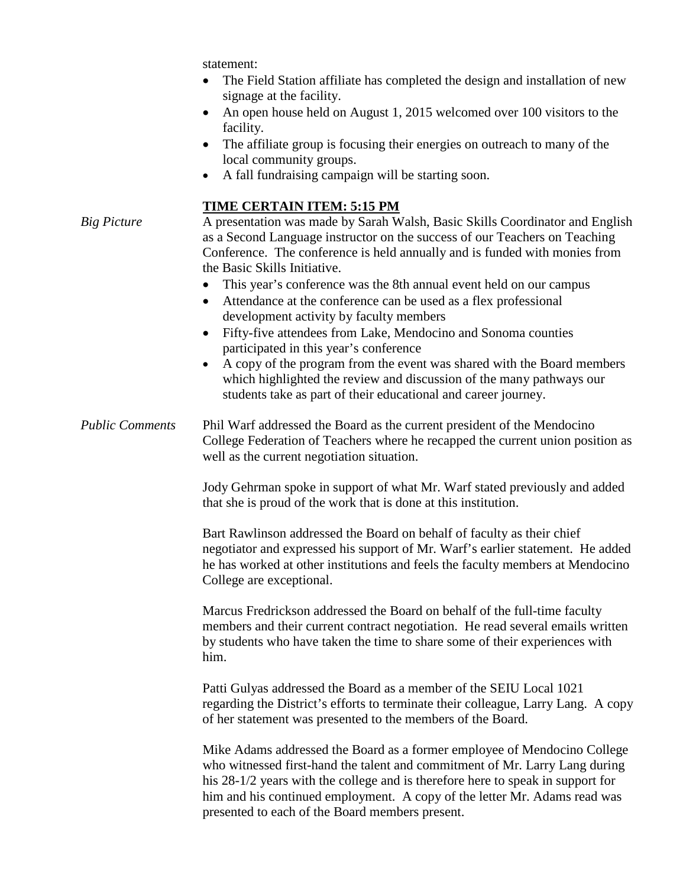statement:

- The Field Station affiliate has completed the design and installation of new signage at the facility.
- An open house held on August 1, 2015 welcomed over 100 visitors to the facility.
- The affiliate group is focusing their energies on outreach to many of the local community groups.
- A fall fundraising campaign will be starting soon.

**TIME CERTAIN ITEM: 5:15 PM**

*Big Picture*

A presentation was made by Sarah Walsh, Basic Skills Coordinator and English as a Second Language instructor on the success of our Teachers on Teaching Conference. The conference is held annually and is funded with monies from the Basic Skills Initiative.

- This year's conference was the 8th annual event held on our campus
- Attendance at the conference can be used as a flex professional development activity by faculty members
- Fifty-five attendees from Lake, Mendocino and Sonoma counties participated in this year's conference
- A copy of the program from the event was shared with the Board members which highlighted the review and discussion of the many pathways our students take as part of their educational and career journey.

*Public Comments*

Phil Warf addressed the Board as the current president of the Mendocino College Federation of Teachers where he recapped the current union position as well as the current negotiation situation.

Jody Gehrman spoke in support of what Mr. Warf stated previously and added that she is proud of the work that is done at this institution.

Bart Rawlinson addressed the Board on behalf of faculty as their chief negotiator and expressed his support of Mr. Warf's earlier statement. He added he has worked at other institutions and feels the faculty members at Mendocino College are exceptional.

Marcus Fredrickson addressed the Board on behalf of the full-time faculty members and their current contract negotiation. He read several emails written by students who have taken the time to share some of their experiences with him.

Patti Gulyas addressed the Board as a member of the SEIU Local 1021 regarding the District's efforts to terminate their colleague, Larry Lang. A copy of her statement was presented to the members of the Board.

Mike Adams addressed the Board as a former employee of Mendocino College who witnessed first-hand the talent and commitment of Mr. Larry Lang during his 28-1/2 years with the college and is therefore here to speak in support for him and his continued employment. A copy of the letter Mr. Adams read was presented to each of the Board members present.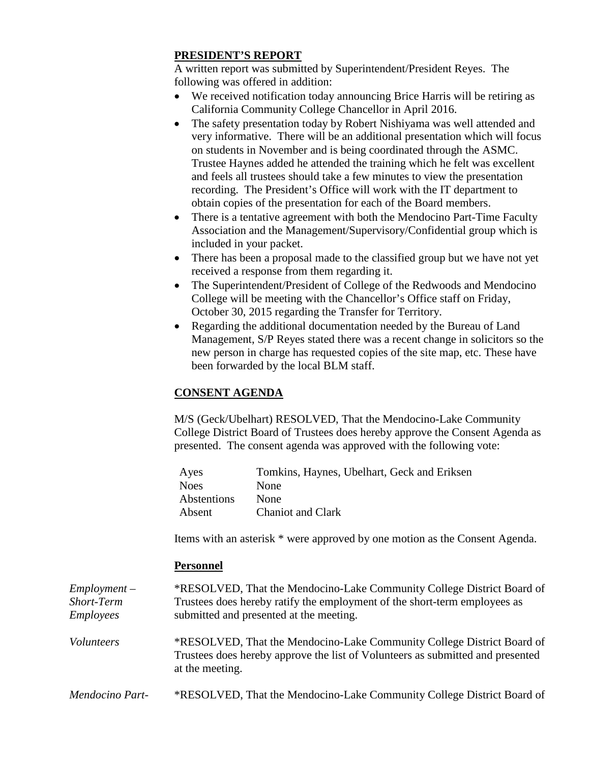## PRESIDENT'S REPORT

A written report was submitted by Superintendent/President Reyes. The following was offered in addition:

- We received notification today announcing Brice Harris will be retiring as California Community College Chancellor in April 2016.
- The safety presentation today by Robert Nishiyama was well attended and very informative. There will be an additional presentation which will focus on students in November and is being coordinated through the ASMC. Trustee Haynes added he attended the training which he felt was excellent and feels all trustees should take a few minutes to view the presentation recording. The President's Office will work with the IT department to obtain copies of the presentation for each of the Board members.
- There is a tentative agreement with both the Mendocino Part-Time Faculty Association and the Management/Supervisory/Confidential group which is included in your packet.
- There has been a proposal made to the classified group but we have not yet received a response from them regarding it.
- The Superintendent/President of College of the Redwoods and Mendocino College will be meeting with the Chancellor's Office staff on Friday, October 30, 2015 regarding the Transfer for Territory.
- Regarding the additional documentation needed by the Bureau of Land Management, S/P Reyes stated there was a recent change in solicitors so the new person in charge has requested copies of the site map, etc. These have been forwarded by the local BLM staff.

## CONSENT AGENDA

M/S (Geck/Ubelhart) RESOLVED, That the Mendocino-Lake Community College District Board of Trustees does hereby approve the Consent Agenda as presented. The consent agenda was approved with the following vote:

| | |
|---|---|
| Ayes | Tomkins, Haynes, Ubelhart, Geck and Eriksen |
| Noes | None |
| Abstentions | None |
| Absent | Chaniot and Clark |

Items with an asterisk * were approved by one motion as the Consent Agenda.

### Personnel

*Employment – Short-Term Employees*

*RESOLVED, That the Mendocino-Lake Community College District Board of Trustees does hereby ratify the employment of the short-term employees as submitted and presented at the meeting.

*Volunteers*

*RESOLVED, That the Mendocino-Lake Community College District Board of Trustees does hereby approve the list of Volunteers as submitted and presented at the meeting.

*Mendocino Part-*

*RESOLVED, That the Mendocino-Lake Community College District Board of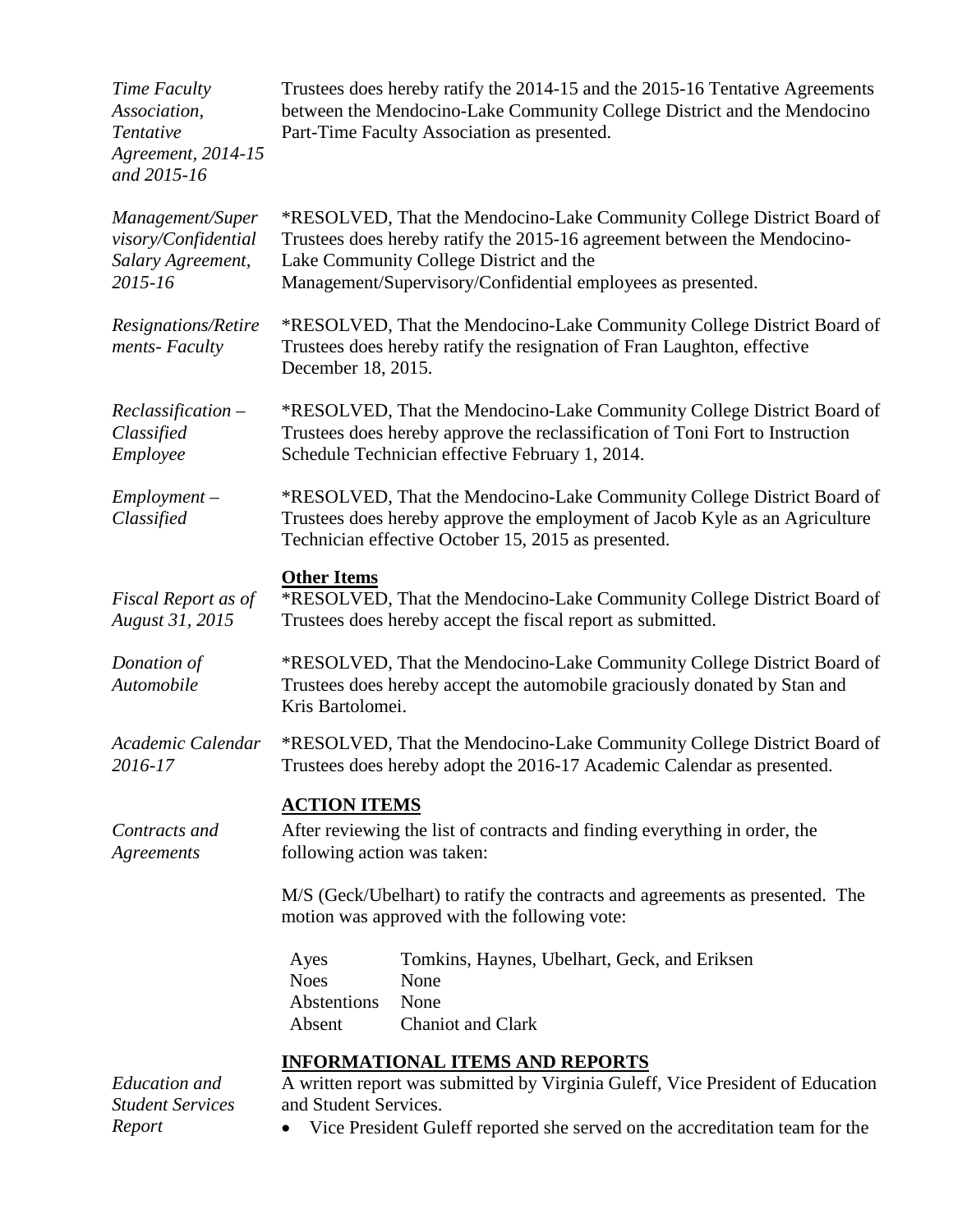*Time Faculty Association, Tentative Agreement, 2014-15 and 2015-16*

Trustees does hereby ratify the 2014-15 and the 2015-16 Tentative Agreements between the Mendocino-Lake Community College District and the Mendocino Part-Time Faculty Association as presented.

*Management/Supervisory/Confidential Salary Agreement, 2015-16*

*RESOLVED, That the Mendocino-Lake Community College District Board of Trustees does hereby ratify the 2015-16 agreement between the Mendocino-Lake Community College District and the Management/Supervisory/Confidential employees as presented.

*Resignations/Retirements- Faculty*

*RESOLVED, That the Mendocino-Lake Community College District Board of Trustees does hereby ratify the resignation of Fran Laughton, effective December 18, 2015.

*Reclassification – Classified Employee*

*RESOLVED, That the Mendocino-Lake Community College District Board of Trustees does hereby approve the reclassification of Toni Fort to Instruction Schedule Technician effective February 1, 2014.

*Employment – Classified*

*RESOLVED, That the Mendocino-Lake Community College District Board of Trustees does hereby approve the employment of Jacob Kyle as an Agriculture Technician effective October 15, 2015 as presented.

**Other Items**

*Fiscal Report as of August 31, 2015*

*RESOLVED, That the Mendocino-Lake Community College District Board of Trustees does hereby accept the fiscal report as submitted.

*Donation of Automobile*

*RESOLVED, That the Mendocino-Lake Community College District Board of Trustees does hereby accept the automobile graciously donated by Stan and Kris Bartolomei.

*Academic Calendar 2016-17*

*RESOLVED, That the Mendocino-Lake Community College District Board of Trustees does hereby adopt the 2016-17 Academic Calendar as presented.

## ACTION ITEMS

*Contracts and Agreements*

After reviewing the list of contracts and finding everything in order, the following action was taken:

M/S (Geck/Ubelhart) to ratify the contracts and agreements as presented. The motion was approved with the following vote:

| | |
|---|---|
| Ayes | Tomkins, Haynes, Ubelhart, Geck, and Eriksen |
| Noes | None |
| Abstentions | None |
| Absent | Chaniot and Clark |

## INFORMATIONAL ITEMS AND REPORTS

*Education and Student Services Report*

A written report was submitted by Virginia Guleff, Vice President of Education and Student Services.

- Vice President Guleff reported she served on the accreditation team for the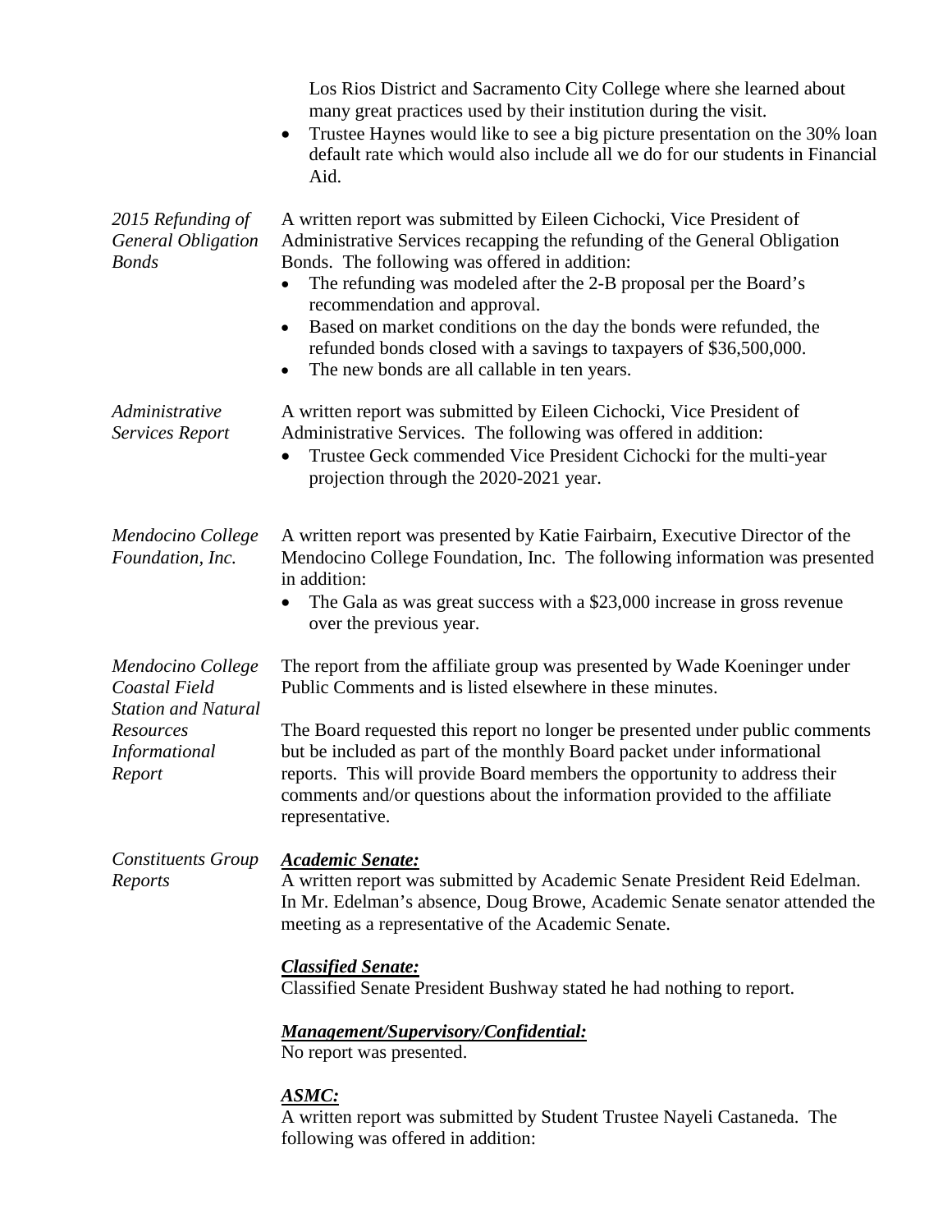Los Rios District and Sacramento City College where she learned about many great practices used by their institution during the visit.

- Trustee Haynes would like to see a big picture presentation on the 30% loan default rate which would also include all we do for our students in Financial Aid.

*2015 Refunding of General Obligation Bonds*

A written report was submitted by Eileen Cichocki, Vice President of Administrative Services recapping the refunding of the General Obligation Bonds. The following was offered in addition:

- The refunding was modeled after the 2-B proposal per the Board's recommendation and approval.
- Based on market conditions on the day the bonds were refunded, the refunded bonds closed with a savings to taxpayers of $36,500,000.
- The new bonds are all callable in ten years.

*Administrative Services Report*

A written report was submitted by Eileen Cichocki, Vice President of Administrative Services. The following was offered in addition:

- Trustee Geck commended Vice President Cichocki for the multi-year projection through the 2020-2021 year.

*Mendocino College Foundation, Inc.*

A written report was presented by Katie Fairbairn, Executive Director of the Mendocino College Foundation, Inc. The following information was presented in addition:

- The Gala as was great success with a $23,000 increase in gross revenue over the previous year.

*Mendocino College Coastal Field Station and Natural Resources Informational Report*

The report from the affiliate group was presented by Wade Koeninger under Public Comments and is listed elsewhere in these minutes.

The Board requested this report no longer be presented under public comments but be included as part of the monthly Board packet under informational reports. This will provide Board members the opportunity to address their comments and/or questions about the information provided to the affiliate representative.

*Constituents Group Reports*

***Academic Senate:***

A written report was submitted by Academic Senate President Reid Edelman. In Mr. Edelman's absence, Doug Browe, Academic Senate senator attended the meeting as a representative of the Academic Senate.

***Classified Senate:***

Classified Senate President Bushway stated he had nothing to report.

***Management/Supervisory/Confidential:***

No report was presented.

***ASMC:***

A written report was submitted by Student Trustee Nayeli Castaneda. The following was offered in addition: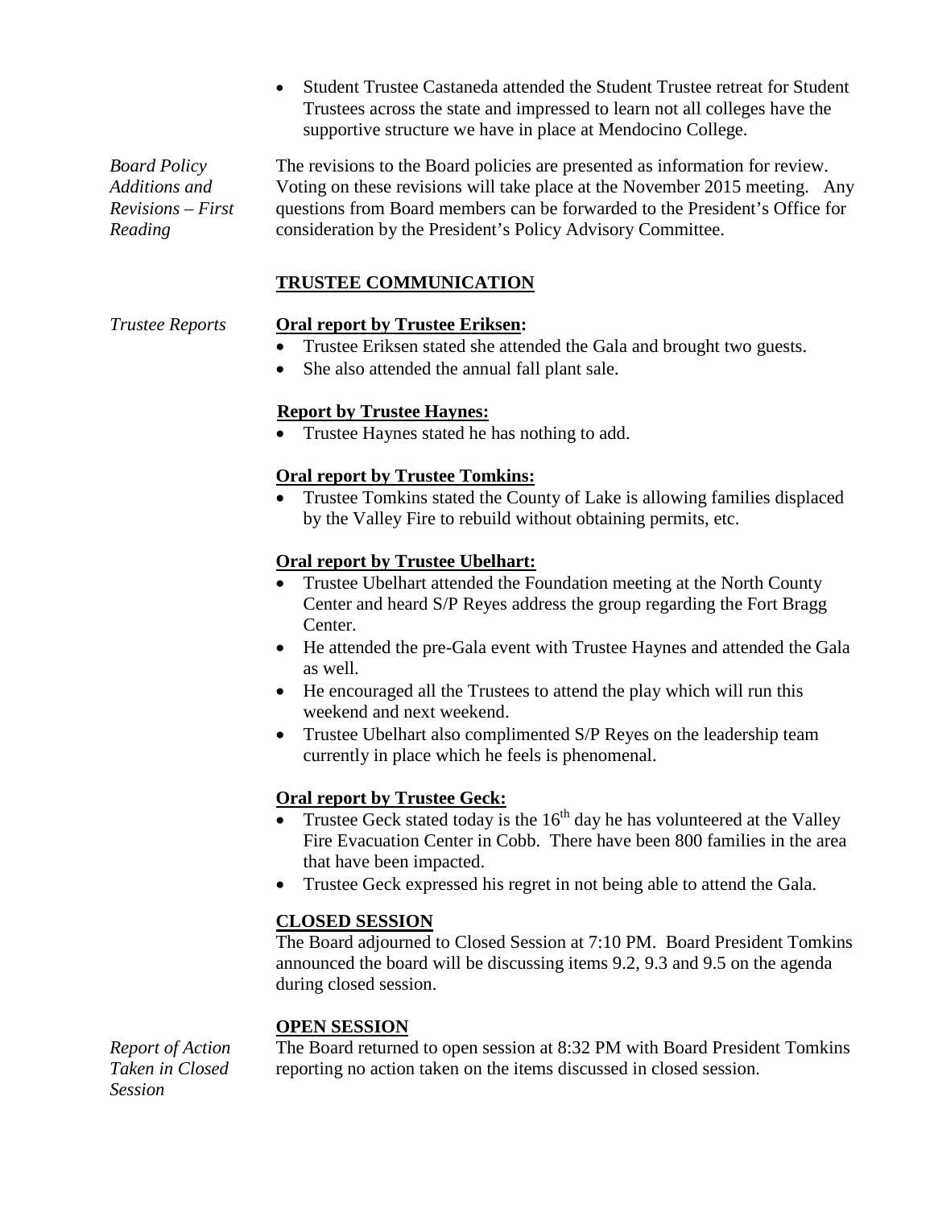- Student Trustee Castaneda attended the Student Trustee retreat for Student Trustees across the state and impressed to learn not all colleges have the supportive structure we have in place at Mendocino College.

*Board Policy Additions and Revisions – First Reading*

The revisions to the Board policies are presented as information for review. Voting on these revisions will take place at the November 2015 meeting. Any questions from Board members can be forwarded to the President's Office for consideration by the President's Policy Advisory Committee.

## TRUSTEE COMMUNICATION

*Trustee Reports*

**Oral report by Trustee Eriksen:**

- Trustee Eriksen stated she attended the Gala and brought two guests.
- She also attended the annual fall plant sale.

**Report by Trustee Haynes:**

- Trustee Haynes stated he has nothing to add.

**Oral report by Trustee Tomkins:**

- Trustee Tomkins stated the County of Lake is allowing families displaced by the Valley Fire to rebuild without obtaining permits, etc.

**Oral report by Trustee Ubelhart:**

- Trustee Ubelhart attended the Foundation meeting at the North County Center and heard S/P Reyes address the group regarding the Fort Bragg Center.
- He attended the pre-Gala event with Trustee Haynes and attended the Gala as well.
- He encouraged all the Trustees to attend the play which will run this weekend and next weekend.
- Trustee Ubelhart also complimented S/P Reyes on the leadership team currently in place which he feels is phenomenal.

**Oral report by Trustee Geck:**

- Trustee Geck stated today is the 16th day he has volunteered at the Valley Fire Evacuation Center in Cobb. There have been 800 families in the area that have been impacted.
- Trustee Geck expressed his regret in not being able to attend the Gala.

## CLOSED SESSION

The Board adjourned to Closed Session at 7:10 PM. Board President Tomkins announced the board will be discussing items 9.2, 9.3 and 9.5 on the agenda during closed session.

## OPEN SESSION

*Report of Action Taken in Closed Session*

The Board returned to open session at 8:32 PM with Board President Tomkins reporting no action taken on the items discussed in closed session.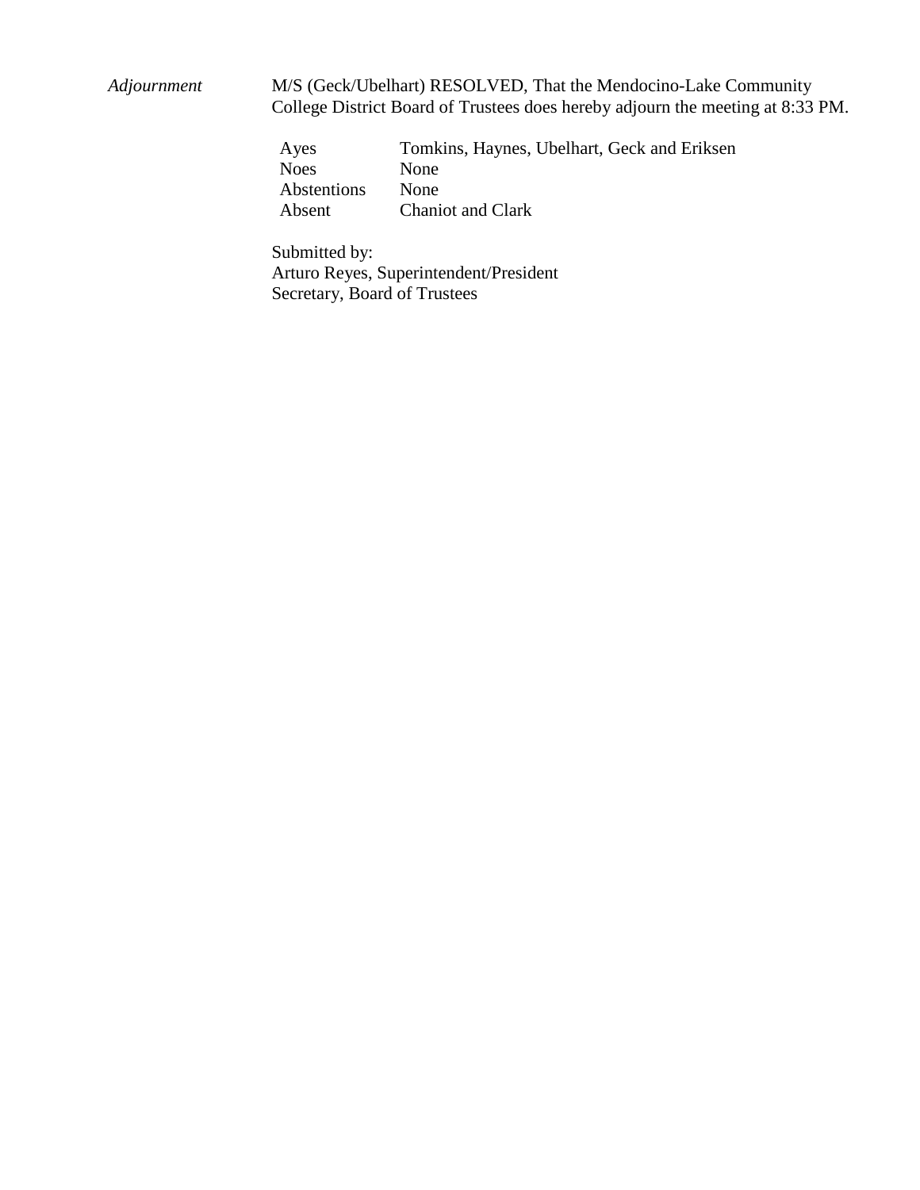*Adjournment*

M/S (Geck/Ubelhart) RESOLVED, That the Mendocino-Lake Community College District Board of Trustees does hereby adjourn the meeting at 8:33 PM.

| | |
|---|---|
| Ayes | Tomkins, Haynes, Ubelhart, Geck and Eriksen |
| Noes | None |
| Abstentions | None |
| Absent | Chaniot and Clark |

Submitted by:
Arturo Reyes, Superintendent/President
Secretary, Board of Trustees